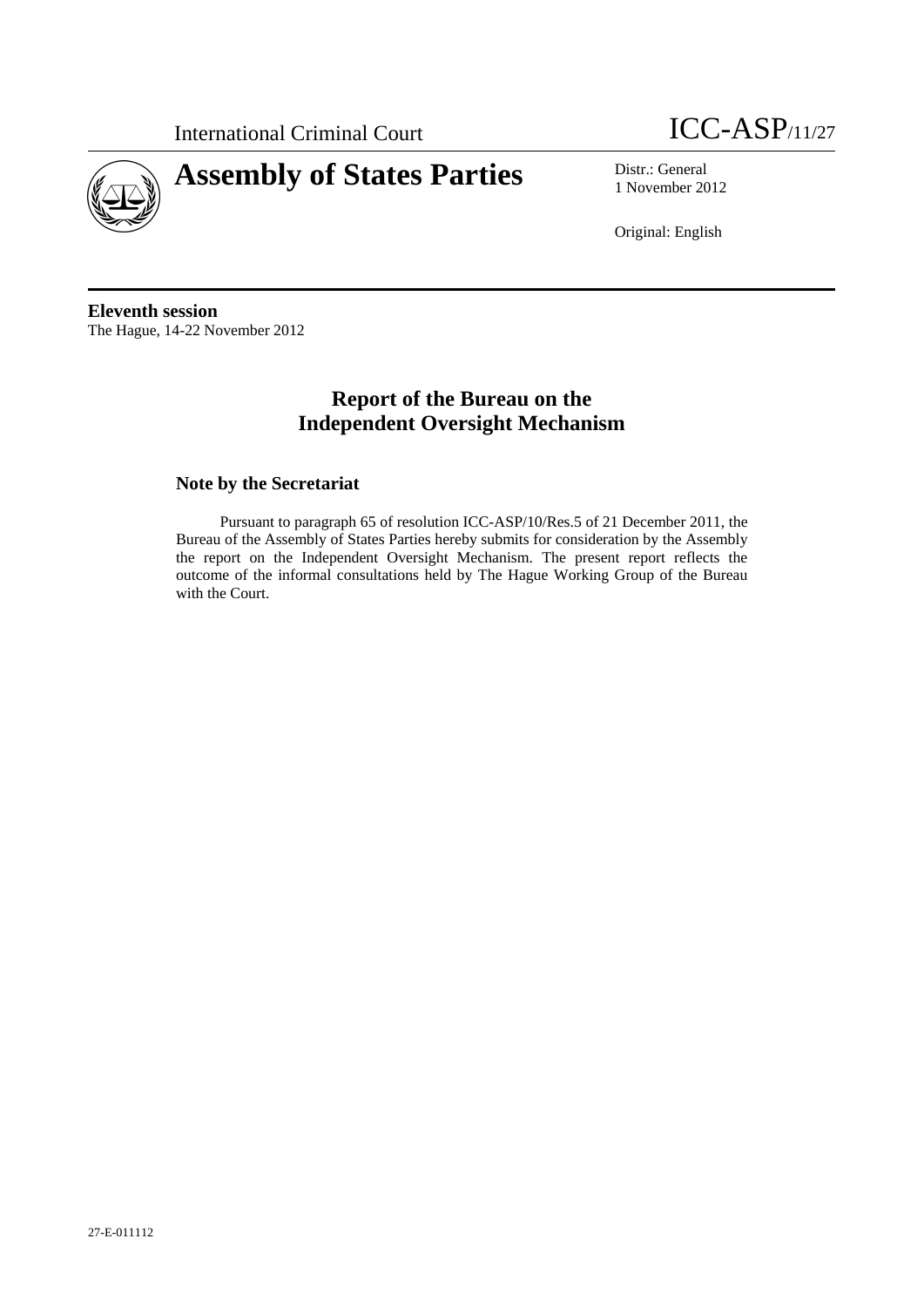International Criminal Court

# ICC-ASP/11/27

# Assembly of States Parties

Distr.: General
1 November 2012

Original: English

**Eleventh session**
The Hague, 14-22 November 2012

## Report of the Bureau on the Independent Oversight Mechanism

### Note by the Secretariat

Pursuant to paragraph 65 of resolution ICC-ASP/10/Res.5 of 21 December 2011, the Bureau of the Assembly of States Parties hereby submits for consideration by the Assembly the report on the Independent Oversight Mechanism. The present report reflects the outcome of the informal consultations held by The Hague Working Group of the Bureau with the Court.

27-E-011112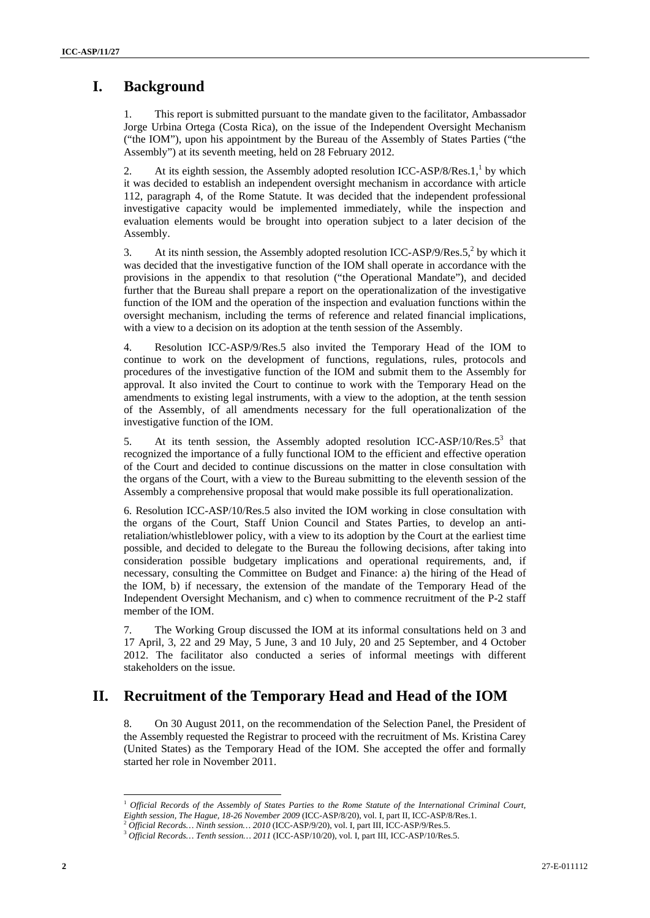# I. Background

1. This report is submitted pursuant to the mandate given to the facilitator, Ambassador Jorge Urbina Ortega (Costa Rica), on the issue of the Independent Oversight Mechanism ("the IOM"), upon his appointment by the Bureau of the Assembly of States Parties ("the Assembly") at its seventh meeting, held on 28 February 2012.

2. At its eighth session, the Assembly adopted resolution ICC-ASP/8/Res.1,[1] by which it was decided to establish an independent oversight mechanism in accordance with article 112, paragraph 4, of the Rome Statute. It was decided that the independent professional investigative capacity would be implemented immediately, while the inspection and evaluation elements would be brought into operation subject to a later decision of the Assembly.

3. At its ninth session, the Assembly adopted resolution ICC-ASP/9/Res.5,[2] by which it was decided that the investigative function of the IOM shall operate in accordance with the provisions in the appendix to that resolution ("the Operational Mandate"), and decided further that the Bureau shall prepare a report on the operationalization of the investigative function of the IOM and the operation of the inspection and evaluation functions within the oversight mechanism, including the terms of reference and related financial implications, with a view to a decision on its adoption at the tenth session of the Assembly.

4. Resolution ICC-ASP/9/Res.5 also invited the Temporary Head of the IOM to continue to work on the development of functions, regulations, rules, protocols and procedures of the investigative function of the IOM and submit them to the Assembly for approval. It also invited the Court to continue to work with the Temporary Head on the amendments to existing legal instruments, with a view to the adoption, at the tenth session of the Assembly, of all amendments necessary for the full operationalization of the investigative function of the IOM.

5. At its tenth session, the Assembly adopted resolution ICC-ASP/10/Res.5[3] that recognized the importance of a fully functional IOM to the efficient and effective operation of the Court and decided to continue discussions on the matter in close consultation with the organs of the Court, with a view to the Bureau submitting to the eleventh session of the Assembly a comprehensive proposal that would make possible its full operationalization.

6. Resolution ICC-ASP/10/Res.5 also invited the IOM working in close consultation with the organs of the Court, Staff Union Council and States Parties, to develop an anti-retaliation/whistleblower policy, with a view to its adoption by the Court at the earliest time possible, and decided to delegate to the Bureau the following decisions, after taking into consideration possible budgetary implications and operational requirements, and, if necessary, consulting the Committee on Budget and Finance: a) the hiring of the Head of the IOM, b) if necessary, the extension of the mandate of the Temporary Head of the Independent Oversight Mechanism, and c) when to commence recruitment of the P-2 staff member of the IOM.

7. The Working Group discussed the IOM at its informal consultations held on 3 and 17 April, 3, 22 and 29 May, 5 June, 3 and 10 July, 20 and 25 September, and 4 October 2012. The facilitator also conducted a series of informal meetings with different stakeholders on the issue.

# II. Recruitment of the Temporary Head and Head of the IOM

8. On 30 August 2011, on the recommendation of the Selection Panel, the President of the Assembly requested the Registrar to proceed with the recruitment of Ms. Kristina Carey (United States) as the Temporary Head of the IOM. She accepted the offer and formally started her role in November 2011.

---

[1] *Official Records of the Assembly of States Parties to the Rome Statute of the International Criminal Court, Eighth session, The Hague, 18-26 November 2009* (ICC-ASP/8/20), vol. I, part II, ICC-ASP/8/Res.1.

[2] *Official Records… Ninth session… 2010* (ICC-ASP/9/20), vol. I, part III, ICC-ASP/9/Res.5.

[3] *Official Records… Tenth session… 2011* (ICC-ASP/10/20), vol. I, part III, ICC-ASP/10/Res.5.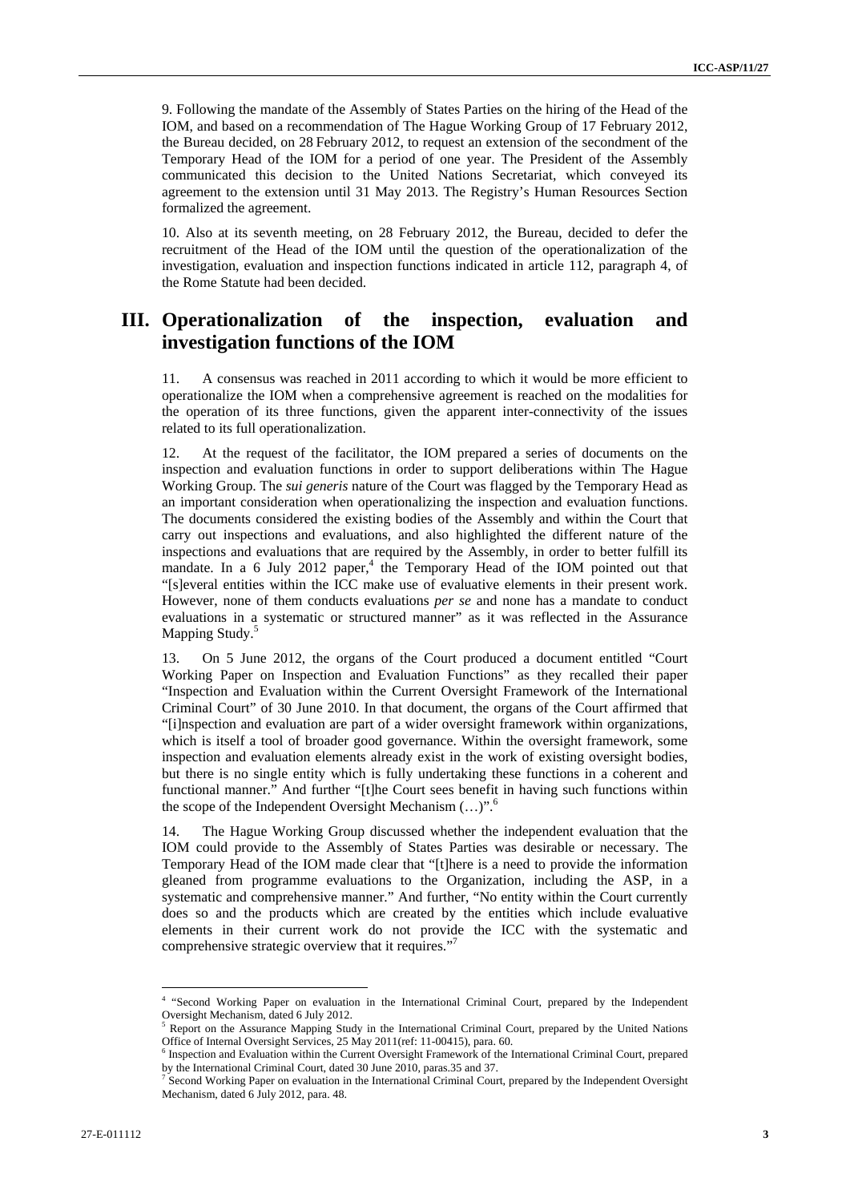9. Following the mandate of the Assembly of States Parties on the hiring of the Head of the IOM, and based on a recommendation of The Hague Working Group of 17 February 2012, the Bureau decided, on 28 February 2012, to request an extension of the secondment of the Temporary Head of the IOM for a period of one year. The President of the Assembly communicated this decision to the United Nations Secretariat, which conveyed its agreement to the extension until 31 May 2013. The Registry's Human Resources Section formalized the agreement.

10. Also at its seventh meeting, on 28 February 2012, the Bureau, decided to defer the recruitment of the Head of the IOM until the question of the operationalization of the investigation, evaluation and inspection functions indicated in article 112, paragraph 4, of the Rome Statute had been decided.

## III. Operationalization of the inspection, evaluation and investigation functions of the IOM

11. A consensus was reached in 2011 according to which it would be more efficient to operationalize the IOM when a comprehensive agreement is reached on the modalities for the operation of its three functions, given the apparent inter-connectivity of the issues related to its full operationalization.

12. At the request of the facilitator, the IOM prepared a series of documents on the inspection and evaluation functions in order to support deliberations within The Hague Working Group. The *sui generis* nature of the Court was flagged by the Temporary Head as an important consideration when operationalizing the inspection and evaluation functions. The documents considered the existing bodies of the Assembly and within the Court that carry out inspections and evaluations, and also highlighted the different nature of the inspections and evaluations that are required by the Assembly, in order to better fulfill its mandate. In a 6 July 2012 paper,[4] the Temporary Head of the IOM pointed out that "[s]everal entities within the ICC make use of evaluative elements in their present work. However, none of them conducts evaluations *per se* and none has a mandate to conduct evaluations in a systematic or structured manner" as it was reflected in the Assurance Mapping Study.[5]

13. On 5 June 2012, the organs of the Court produced a document entitled "Court Working Paper on Inspection and Evaluation Functions" as they recalled their paper "Inspection and Evaluation within the Current Oversight Framework of the International Criminal Court" of 30 June 2010. In that document, the organs of the Court affirmed that "[i]nspection and evaluation are part of a wider oversight framework within organizations, which is itself a tool of broader good governance. Within the oversight framework, some inspection and evaluation elements already exist in the work of existing oversight bodies, but there is no single entity which is fully undertaking these functions in a coherent and functional manner." And further "[t]he Court sees benefit in having such functions within the scope of the Independent Oversight Mechanism (…)".[6]

14. The Hague Working Group discussed whether the independent evaluation that the IOM could provide to the Assembly of States Parties was desirable or necessary. The Temporary Head of the IOM made clear that "[t]here is a need to provide the information gleaned from programme evaluations to the Organization, including the ASP, in a systematic and comprehensive manner." And further, "No entity within the Court currently does so and the products which are created by the entities which include evaluative elements in their current work do not provide the ICC with the systematic and comprehensive strategic overview that it requires."[7]

---

[4] "Second Working Paper on evaluation in the International Criminal Court, prepared by the Independent Oversight Mechanism, dated 6 July 2012.

[5] Report on the Assurance Mapping Study in the International Criminal Court, prepared by the United Nations Office of Internal Oversight Services, 25 May 2011(ref: 11-00415), para. 60.

[6] Inspection and Evaluation within the Current Oversight Framework of the International Criminal Court, prepared by the International Criminal Court, dated 30 June 2010, paras.35 and 37.

[7] Second Working Paper on evaluation in the International Criminal Court, prepared by the Independent Oversight Mechanism, dated 6 July 2012, para. 48.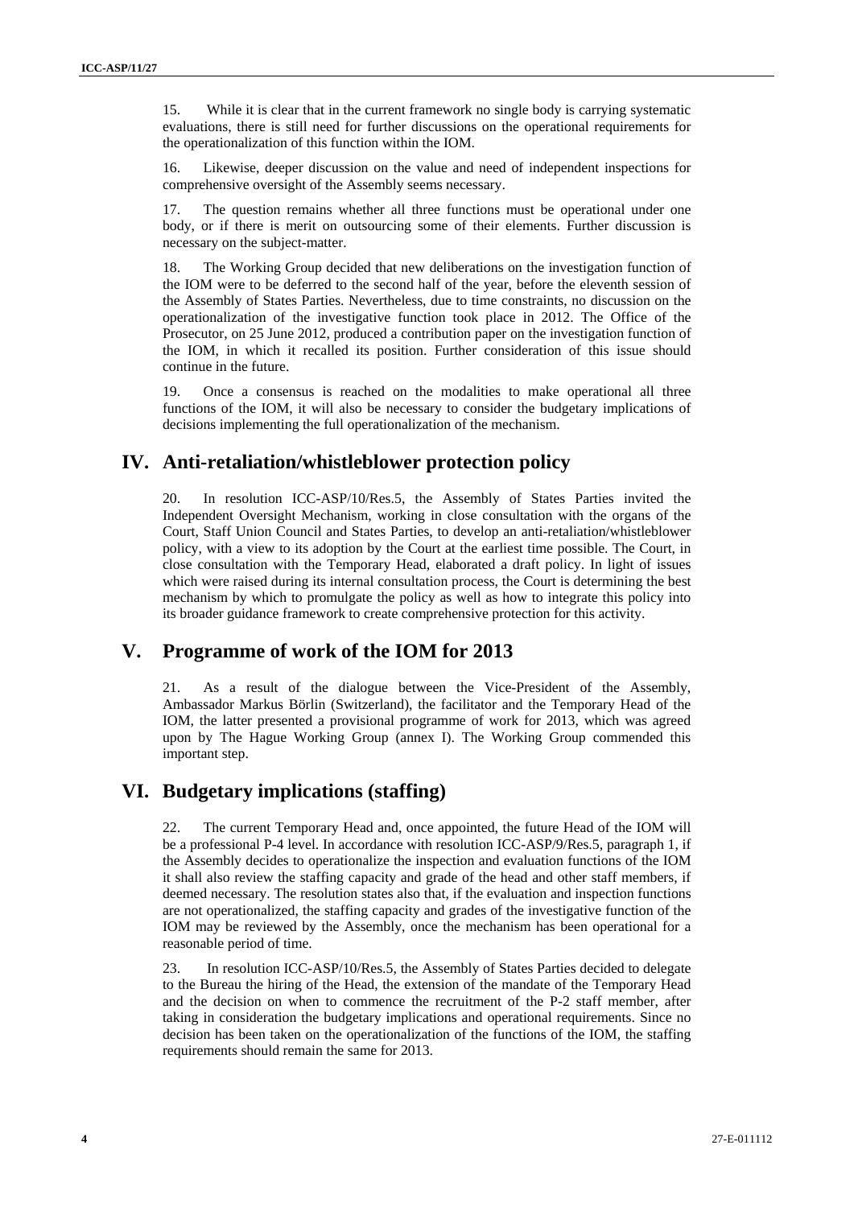15. While it is clear that in the current framework no single body is carrying systematic evaluations, there is still need for further discussions on the operational requirements for the operationalization of this function within the IOM.

16. Likewise, deeper discussion on the value and need of independent inspections for comprehensive oversight of the Assembly seems necessary.

17. The question remains whether all three functions must be operational under one body, or if there is merit on outsourcing some of their elements. Further discussion is necessary on the subject-matter.

18. The Working Group decided that new deliberations on the investigation function of the IOM were to be deferred to the second half of the year, before the eleventh session of the Assembly of States Parties. Nevertheless, due to time constraints, no discussion on the operationalization of the investigative function took place in 2012. The Office of the Prosecutor, on 25 June 2012, produced a contribution paper on the investigation function of the IOM, in which it recalled its position. Further consideration of this issue should continue in the future.

19. Once a consensus is reached on the modalities to make operational all three functions of the IOM, it will also be necessary to consider the budgetary implications of decisions implementing the full operationalization of the mechanism.

## IV. Anti-retaliation/whistleblower protection policy

20. In resolution ICC-ASP/10/Res.5, the Assembly of States Parties invited the Independent Oversight Mechanism, working in close consultation with the organs of the Court, Staff Union Council and States Parties, to develop an anti-retaliation/whistleblower policy, with a view to its adoption by the Court at the earliest time possible. The Court, in close consultation with the Temporary Head, elaborated a draft policy. In light of issues which were raised during its internal consultation process, the Court is determining the best mechanism by which to promulgate the policy as well as how to integrate this policy into its broader guidance framework to create comprehensive protection for this activity.

## V. Programme of work of the IOM for 2013

21. As a result of the dialogue between the Vice-President of the Assembly, Ambassador Markus Börlin (Switzerland), the facilitator and the Temporary Head of the IOM, the latter presented a provisional programme of work for 2013, which was agreed upon by The Hague Working Group (annex I). The Working Group commended this important step.

## VI. Budgetary implications (staffing)

22. The current Temporary Head and, once appointed, the future Head of the IOM will be a professional P-4 level. In accordance with resolution ICC-ASP/9/Res.5, paragraph 1, if the Assembly decides to operationalize the inspection and evaluation functions of the IOM it shall also review the staffing capacity and grade of the head and other staff members, if deemed necessary. The resolution states also that, if the evaluation and inspection functions are not operationalized, the staffing capacity and grades of the investigative function of the IOM may be reviewed by the Assembly, once the mechanism has been operational for a reasonable period of time.

23. In resolution ICC-ASP/10/Res.5, the Assembly of States Parties decided to delegate to the Bureau the hiring of the Head, the extension of the mandate of the Temporary Head and the decision on when to commence the recruitment of the P-2 staff member, after taking in consideration the budgetary implications and operational requirements. Since no decision has been taken on the operationalization of the functions of the IOM, the staffing requirements should remain the same for 2013.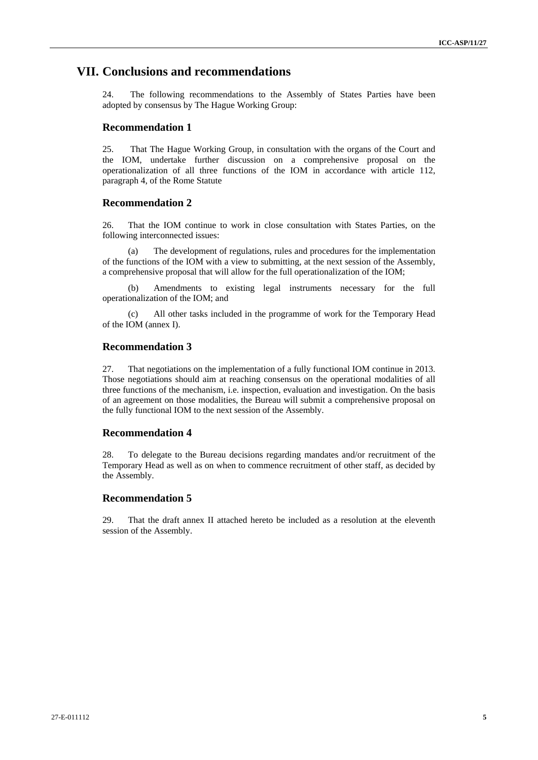# VII. Conclusions and recommendations

24. The following recommendations to the Assembly of States Parties have been adopted by consensus by The Hague Working Group:

## Recommendation 1

25. That The Hague Working Group, in consultation with the organs of the Court and the IOM, undertake further discussion on a comprehensive proposal on the operationalization of all three functions of the IOM in accordance with article 112, paragraph 4, of the Rome Statute

## Recommendation 2

26. That the IOM continue to work in close consultation with States Parties, on the following interconnected issues:

(a) The development of regulations, rules and procedures for the implementation of the functions of the IOM with a view to submitting, at the next session of the Assembly, a comprehensive proposal that will allow for the full operationalization of the IOM;

(b) Amendments to existing legal instruments necessary for the full operationalization of the IOM; and

(c) All other tasks included in the programme of work for the Temporary Head of the IOM (annex I).

## Recommendation 3

27. That negotiations on the implementation of a fully functional IOM continue in 2013. Those negotiations should aim at reaching consensus on the operational modalities of all three functions of the mechanism, i.e. inspection, evaluation and investigation. On the basis of an agreement on those modalities, the Bureau will submit a comprehensive proposal on the fully functional IOM to the next session of the Assembly.

## Recommendation 4

28. To delegate to the Bureau decisions regarding mandates and/or recruitment of the Temporary Head as well as on when to commence recruitment of other staff, as decided by the Assembly.

## Recommendation 5

29. That the draft annex II attached hereto be included as a resolution at the eleventh session of the Assembly.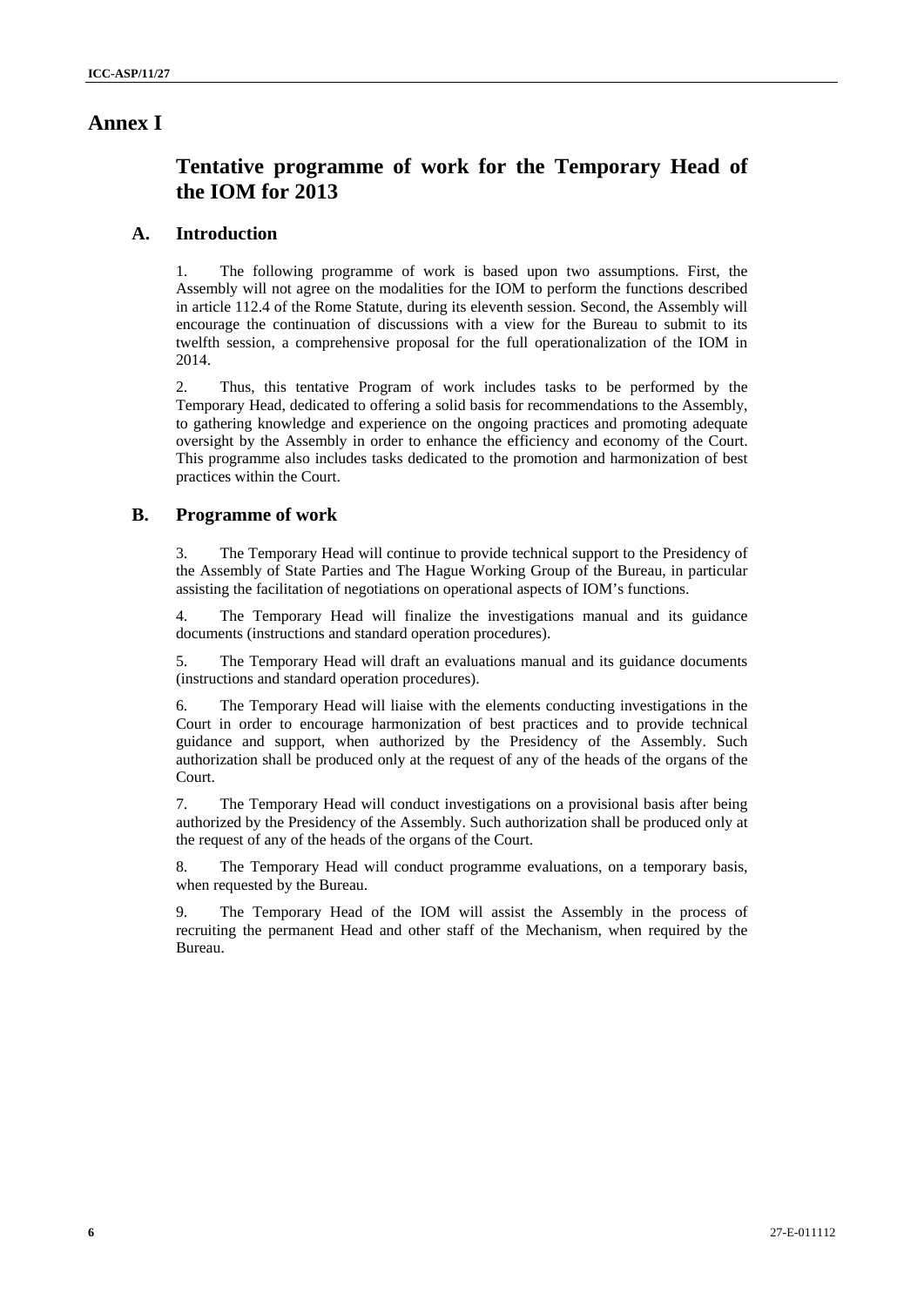# Annex I

## Tentative programme of work for the Temporary Head of the IOM for 2013

### A. Introduction

1. The following programme of work is based upon two assumptions. First, the Assembly will not agree on the modalities for the IOM to perform the functions described in article 112.4 of the Rome Statute, during its eleventh session. Second, the Assembly will encourage the continuation of discussions with a view for the Bureau to submit to its twelfth session, a comprehensive proposal for the full operationalization of the IOM in 2014.

2. Thus, this tentative Program of work includes tasks to be performed by the Temporary Head, dedicated to offering a solid basis for recommendations to the Assembly, to gathering knowledge and experience on the ongoing practices and promoting adequate oversight by the Assembly in order to enhance the efficiency and economy of the Court. This programme also includes tasks dedicated to the promotion and harmonization of best practices within the Court.

### B. Programme of work

3. The Temporary Head will continue to provide technical support to the Presidency of the Assembly of State Parties and The Hague Working Group of the Bureau, in particular assisting the facilitation of negotiations on operational aspects of IOM's functions.

4. The Temporary Head will finalize the investigations manual and its guidance documents (instructions and standard operation procedures).

5. The Temporary Head will draft an evaluations manual and its guidance documents (instructions and standard operation procedures).

6. The Temporary Head will liaise with the elements conducting investigations in the Court in order to encourage harmonization of best practices and to provide technical guidance and support, when authorized by the Presidency of the Assembly. Such authorization shall be produced only at the request of any of the heads of the organs of the Court.

7. The Temporary Head will conduct investigations on a provisional basis after being authorized by the Presidency of the Assembly. Such authorization shall be produced only at the request of any of the heads of the organs of the Court.

8. The Temporary Head will conduct programme evaluations, on a temporary basis, when requested by the Bureau.

9. The Temporary Head of the IOM will assist the Assembly in the process of recruiting the permanent Head and other staff of the Mechanism, when required by the Bureau.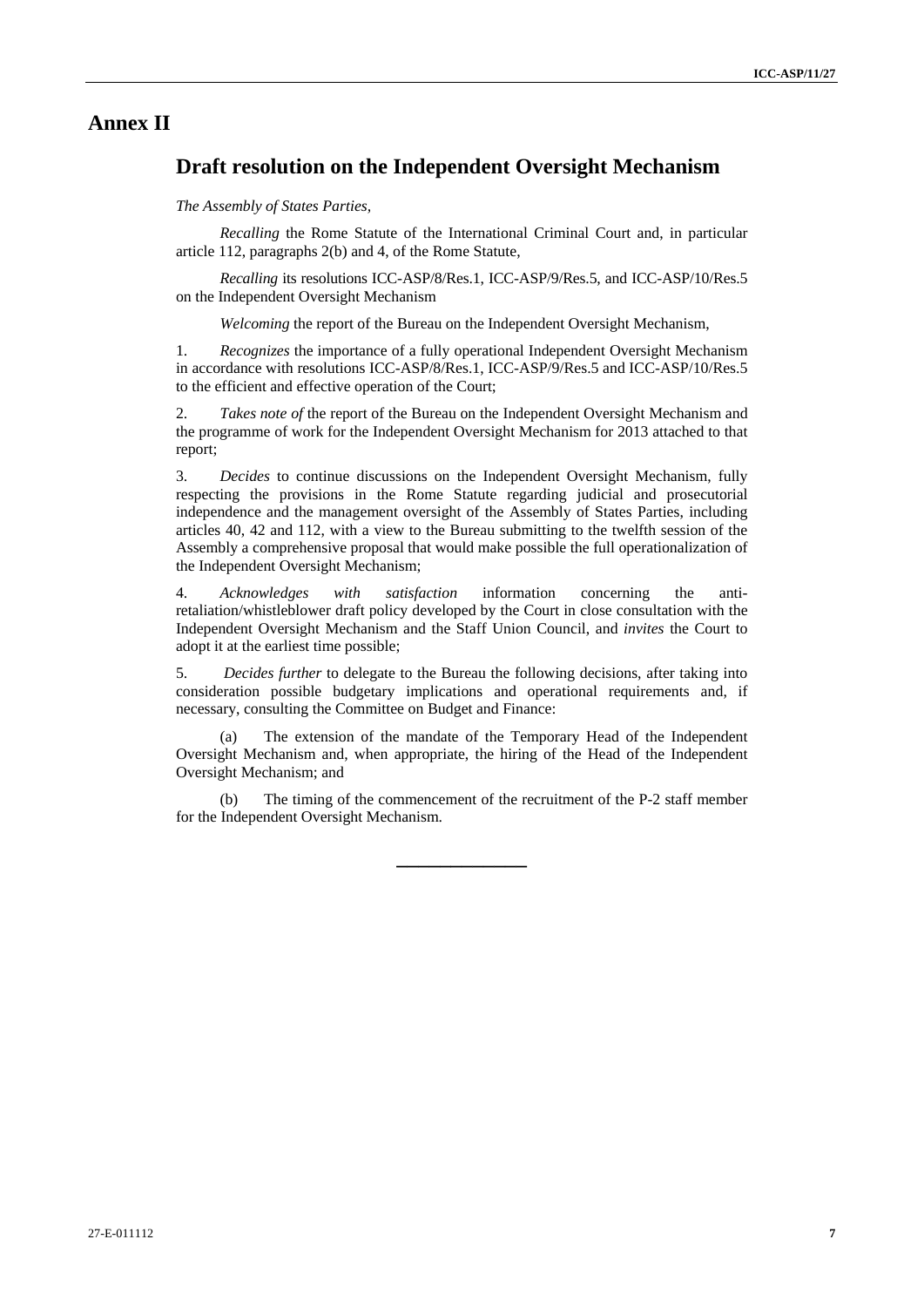# Annex II

## Draft resolution on the Independent Oversight Mechanism

*The Assembly of States Parties,*

*Recalling* the Rome Statute of the International Criminal Court and, in particular article 112, paragraphs 2(b) and 4, of the Rome Statute,

*Recalling* its resolutions ICC-ASP/8/Res.1, ICC-ASP/9/Res.5, and ICC-ASP/10/Res.5 on the Independent Oversight Mechanism

*Welcoming* the report of the Bureau on the Independent Oversight Mechanism,

1. *Recognizes* the importance of a fully operational Independent Oversight Mechanism in accordance with resolutions ICC-ASP/8/Res.1, ICC-ASP/9/Res.5 and ICC-ASP/10/Res.5 to the efficient and effective operation of the Court;

2. *Takes note of* the report of the Bureau on the Independent Oversight Mechanism and the programme of work for the Independent Oversight Mechanism for 2013 attached to that report;

3. *Decides* to continue discussions on the Independent Oversight Mechanism, fully respecting the provisions in the Rome Statute regarding judicial and prosecutorial independence and the management oversight of the Assembly of States Parties, including articles 40, 42 and 112, with a view to the Bureau submitting to the twelfth session of the Assembly a comprehensive proposal that would make possible the full operationalization of the Independent Oversight Mechanism;

4. *Acknowledges with satisfaction* information concerning the anti-retaliation/whistleblower draft policy developed by the Court in close consultation with the Independent Oversight Mechanism and the Staff Union Council, and *invites* the Court to adopt it at the earliest time possible;

5. *Decides further* to delegate to the Bureau the following decisions, after taking into consideration possible budgetary implications and operational requirements and, if necessary, consulting the Committee on Budget and Finance:

(a) The extension of the mandate of the Temporary Head of the Independent Oversight Mechanism and, when appropriate, the hiring of the Head of the Independent Oversight Mechanism; and

(b) The timing of the commencement of the recruitment of the P-2 staff member for the Independent Oversight Mechanism.